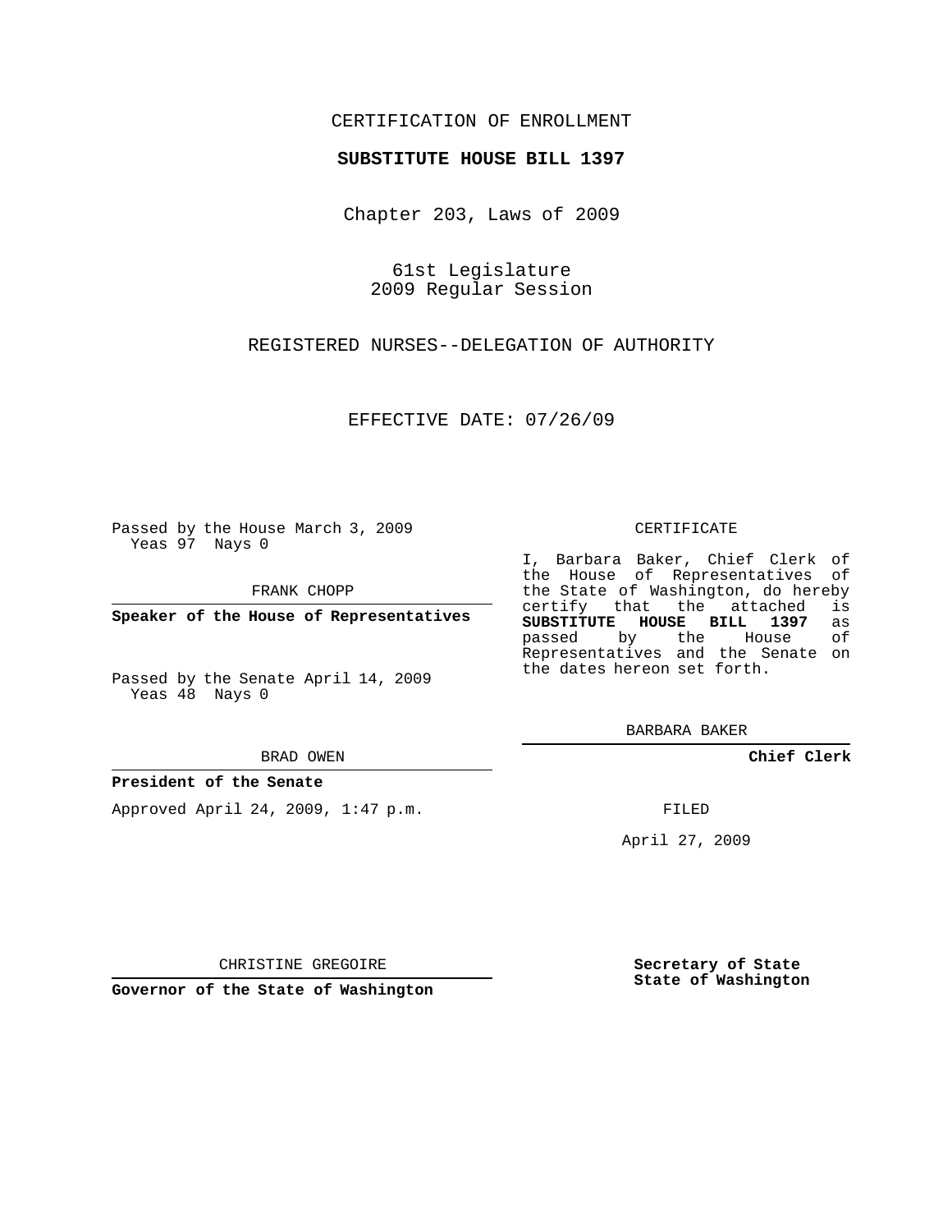CERTIFICATION OF ENROLLMENT

**SUBSTITUTE HOUSE BILL 1397**

Chapter 203, Laws of 2009

61st Legislature
2009 Regular Session

REGISTERED NURSES--DELEGATION OF AUTHORITY

EFFECTIVE DATE: 07/26/09

Passed by the House March 3, 2009
Yeas 97 Nays 0

FRANK CHOPP

**Speaker of the House of Representatives**

Passed by the Senate April 14, 2009
Yeas 48 Nays 0

BRAD OWEN

**President of the Senate**

Approved April 24, 2009, 1:47 p.m.

CHRISTINE GREGOIRE

**Governor of the State of Washington**

CERTIFICATE

I, Barbara Baker, Chief Clerk of the House of Representatives of the State of Washington, do hereby certify that the attached is **SUBSTITUTE HOUSE BILL 1397** as passed by the House of Representatives and the Senate on the dates hereon set forth.

BARBARA BAKER

**Chief Clerk**

FILED

April 27, 2009

**Secretary of State**
**State of Washington**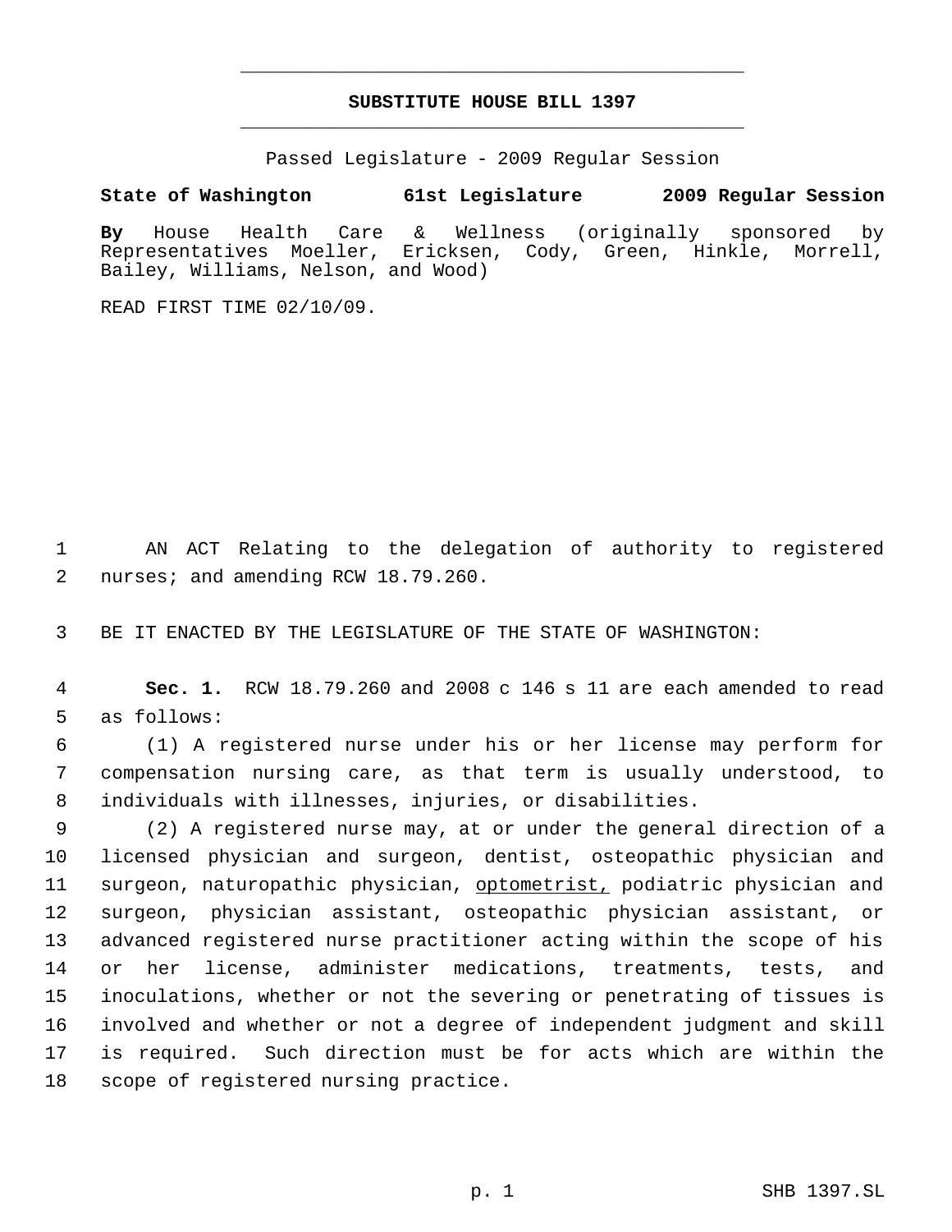**SUBSTITUTE HOUSE BILL 1397**

Passed Legislature - 2009 Regular Session

**State of Washington 61st Legislature 2009 Regular Session**

**By** House Health Care & Wellness (originally sponsored by Representatives Moeller, Ericksen, Cody, Green, Hinkle, Morrell, Bailey, Williams, Nelson, and Wood)

READ FIRST TIME 02/10/09.

AN ACT Relating to the delegation of authority to registered nurses; and amending RCW 18.79.260.

BE IT ENACTED BY THE LEGISLATURE OF THE STATE OF WASHINGTON:

**Sec. 1.** RCW 18.79.260 and 2008 c 146 s 11 are each amended to read as follows:

(1) A registered nurse under his or her license may perform for compensation nursing care, as that term is usually understood, to individuals with illnesses, injuries, or disabilities.

(2) A registered nurse may, at or under the general direction of a licensed physician and surgeon, dentist, osteopathic physician and surgeon, naturopathic physician, <u>optometrist,</u> podiatric physician and surgeon, physician assistant, osteopathic physician assistant, or advanced registered nurse practitioner acting within the scope of his or her license, administer medications, treatments, tests, and inoculations, whether or not the severing or penetrating of tissues is involved and whether or not a degree of independent judgment and skill is required. Such direction must be for acts which are within the scope of registered nursing practice.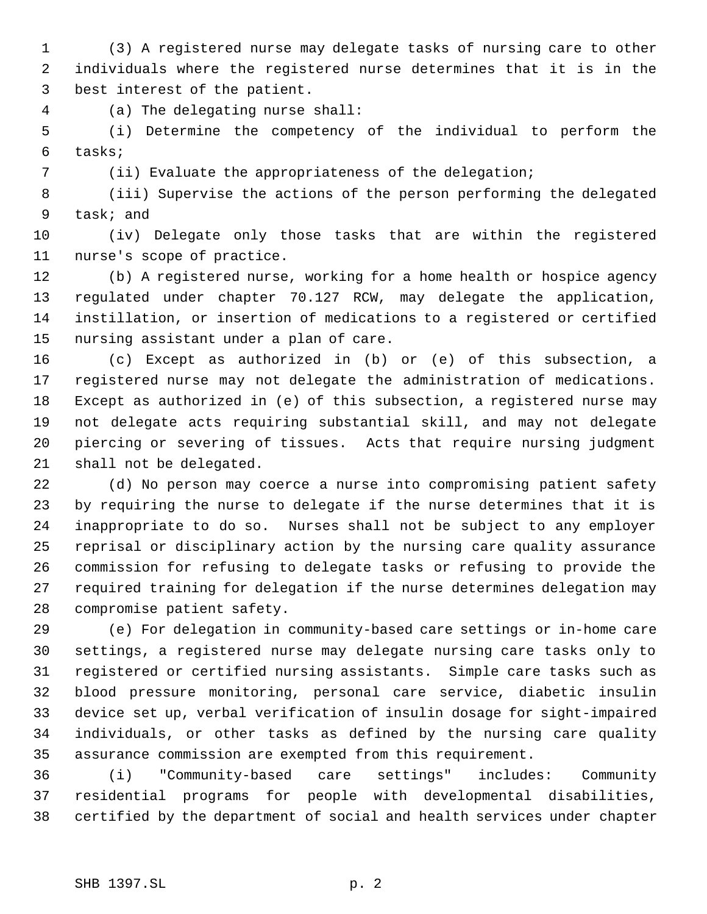(3) A registered nurse may delegate tasks of nursing care to other individuals where the registered nurse determines that it is in the best interest of the patient.

(a) The delegating nurse shall:

(i) Determine the competency of the individual to perform the tasks;

(ii) Evaluate the appropriateness of the delegation;

(iii) Supervise the actions of the person performing the delegated task; and

(iv) Delegate only those tasks that are within the registered nurse's scope of practice.

(b) A registered nurse, working for a home health or hospice agency regulated under chapter 70.127 RCW, may delegate the application, instillation, or insertion of medications to a registered or certified nursing assistant under a plan of care.

(c) Except as authorized in (b) or (e) of this subsection, a registered nurse may not delegate the administration of medications. Except as authorized in (e) of this subsection, a registered nurse may not delegate acts requiring substantial skill, and may not delegate piercing or severing of tissues. Acts that require nursing judgment shall not be delegated.

(d) No person may coerce a nurse into compromising patient safety by requiring the nurse to delegate if the nurse determines that it is inappropriate to do so. Nurses shall not be subject to any employer reprisal or disciplinary action by the nursing care quality assurance commission for refusing to delegate tasks or refusing to provide the required training for delegation if the nurse determines delegation may compromise patient safety.

(e) For delegation in community-based care settings or in-home care settings, a registered nurse may delegate nursing care tasks only to registered or certified nursing assistants. Simple care tasks such as blood pressure monitoring, personal care service, diabetic insulin device set up, verbal verification of insulin dosage for sight-impaired individuals, or other tasks as defined by the nursing care quality assurance commission are exempted from this requirement.

(i) "Community-based care settings" includes: Community residential programs for people with developmental disabilities, certified by the department of social and health services under chapter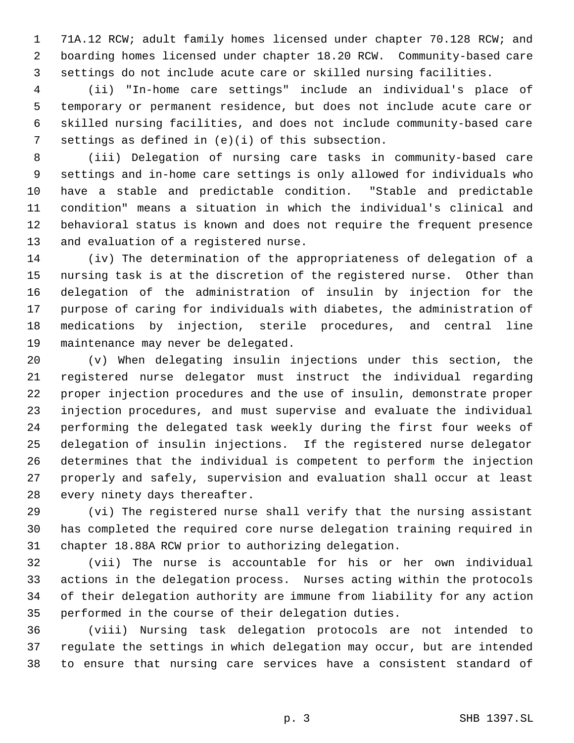71A.12 RCW; adult family homes licensed under chapter 70.128 RCW; and boarding homes licensed under chapter 18.20 RCW. Community-based care settings do not include acute care or skilled nursing facilities.

(ii) "In-home care settings" include an individual's place of temporary or permanent residence, but does not include acute care or skilled nursing facilities, and does not include community-based care settings as defined in (e)(i) of this subsection.

(iii) Delegation of nursing care tasks in community-based care settings and in-home care settings is only allowed for individuals who have a stable and predictable condition. "Stable and predictable condition" means a situation in which the individual's clinical and behavioral status is known and does not require the frequent presence and evaluation of a registered nurse.

(iv) The determination of the appropriateness of delegation of a nursing task is at the discretion of the registered nurse. Other than delegation of the administration of insulin by injection for the purpose of caring for individuals with diabetes, the administration of medications by injection, sterile procedures, and central line maintenance may never be delegated.

(v) When delegating insulin injections under this section, the registered nurse delegator must instruct the individual regarding proper injection procedures and the use of insulin, demonstrate proper injection procedures, and must supervise and evaluate the individual performing the delegated task weekly during the first four weeks of delegation of insulin injections. If the registered nurse delegator determines that the individual is competent to perform the injection properly and safely, supervision and evaluation shall occur at least every ninety days thereafter.

(vi) The registered nurse shall verify that the nursing assistant has completed the required core nurse delegation training required in chapter 18.88A RCW prior to authorizing delegation.

(vii) The nurse is accountable for his or her own individual actions in the delegation process. Nurses acting within the protocols of their delegation authority are immune from liability for any action performed in the course of their delegation duties.

(viii) Nursing task delegation protocols are not intended to regulate the settings in which delegation may occur, but are intended to ensure that nursing care services have a consistent standard of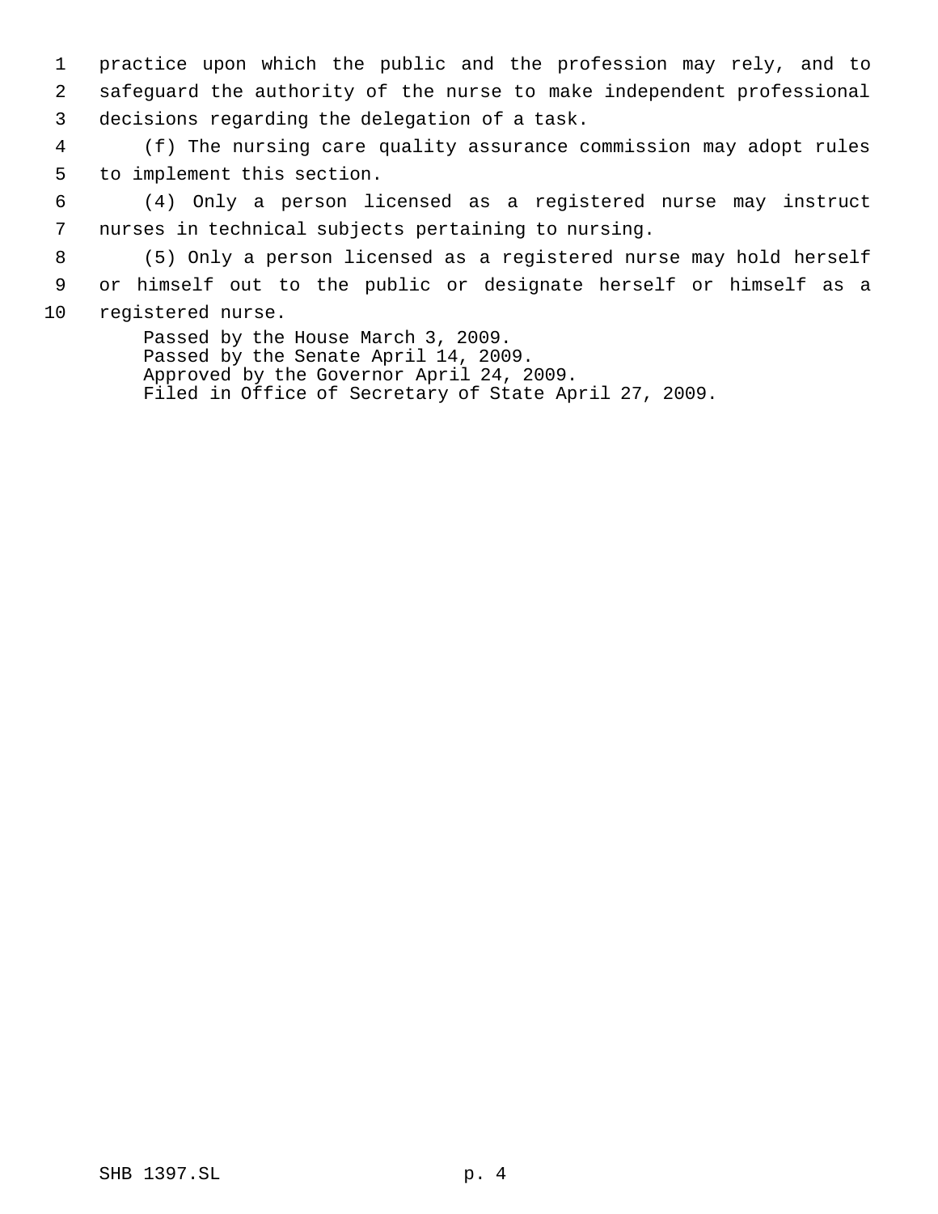practice upon which the public and the profession may rely, and to safeguard the authority of the nurse to make independent professional decisions regarding the delegation of a task.

(f) The nursing care quality assurance commission may adopt rules to implement this section.

(4) Only a person licensed as a registered nurse may instruct nurses in technical subjects pertaining to nursing.

(5) Only a person licensed as a registered nurse may hold herself or himself out to the public or designate herself or himself as a registered nurse.

Passed by the House March 3, 2009.
Passed by the Senate April 14, 2009.
Approved by the Governor April 24, 2009.
Filed in Office of Secretary of State April 27, 2009.